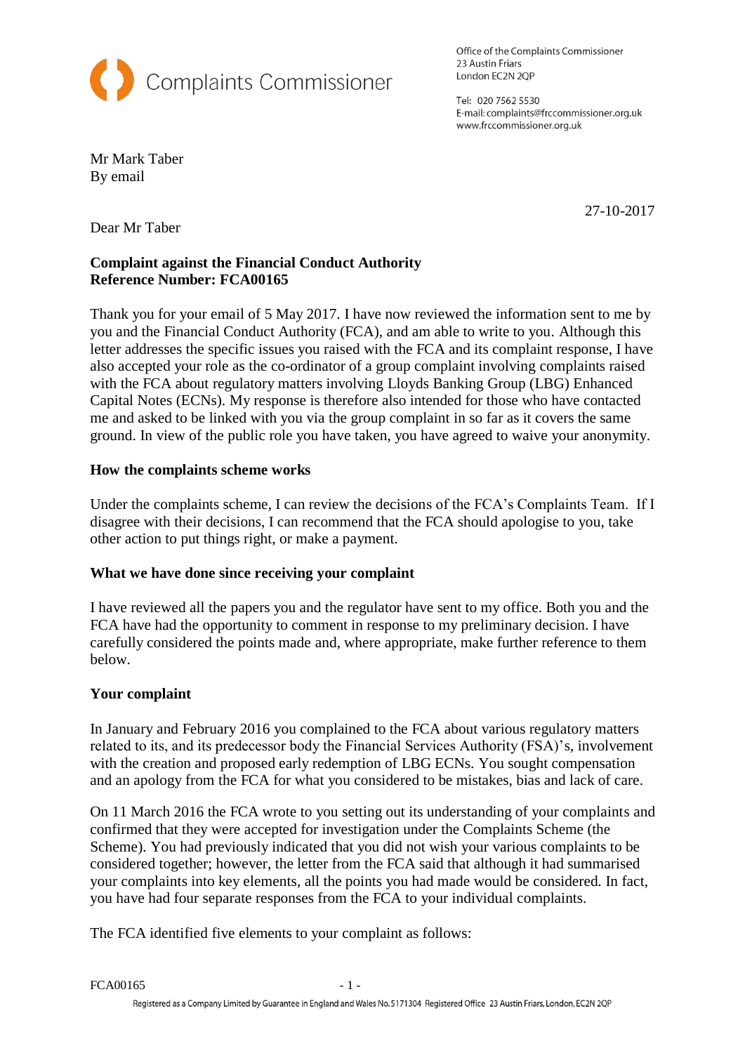Complaints Commissioner

Office of the Complaints Commissioner
23 Austin Friars
London EC2N 2QP

Tel: 020 7562 5530
E-mail: complaints@frccommissioner.org.uk
www.frccommissioner.org.uk

Mr Mark Taber
By email

27-10-2017

Dear Mr Taber

**Complaint against the Financial Conduct Authority**
**Reference Number: FCA00165**

Thank you for your email of 5 May 2017. I have now reviewed the information sent to me by you and the Financial Conduct Authority (FCA), and am able to write to you. Although this letter addresses the specific issues you raised with the FCA and its complaint response, I have also accepted your role as the co-ordinator of a group complaint involving complaints raised with the FCA about regulatory matters involving Lloyds Banking Group (LBG) Enhanced Capital Notes (ECNs). My response is therefore also intended for those who have contacted me and asked to be linked with you via the group complaint in so far as it covers the same ground. In view of the public role you have taken, you have agreed to waive your anonymity.

**How the complaints scheme works**

Under the complaints scheme, I can review the decisions of the FCA's Complaints Team. If I disagree with their decisions, I can recommend that the FCA should apologise to you, take other action to put things right, or make a payment.

**What we have done since receiving your complaint**

I have reviewed all the papers you and the regulator have sent to my office. Both you and the FCA have had the opportunity to comment in response to my preliminary decision. I have carefully considered the points made and, where appropriate, make further reference to them below.

**Your complaint**

In January and February 2016 you complained to the FCA about various regulatory matters related to its, and its predecessor body the Financial Services Authority (FSA)'s, involvement with the creation and proposed early redemption of LBG ECNs. You sought compensation and an apology from the FCA for what you considered to be mistakes, bias and lack of care.

On 11 March 2016 the FCA wrote to you setting out its understanding of your complaints and confirmed that they were accepted for investigation under the Complaints Scheme (the Scheme). You had previously indicated that you did not wish your various complaints to be considered together; however, the letter from the FCA said that although it had summarised your complaints into key elements, all the points you had made would be considered. In fact, you have had four separate responses from the FCA to your individual complaints.

The FCA identified five elements to your complaint as follows: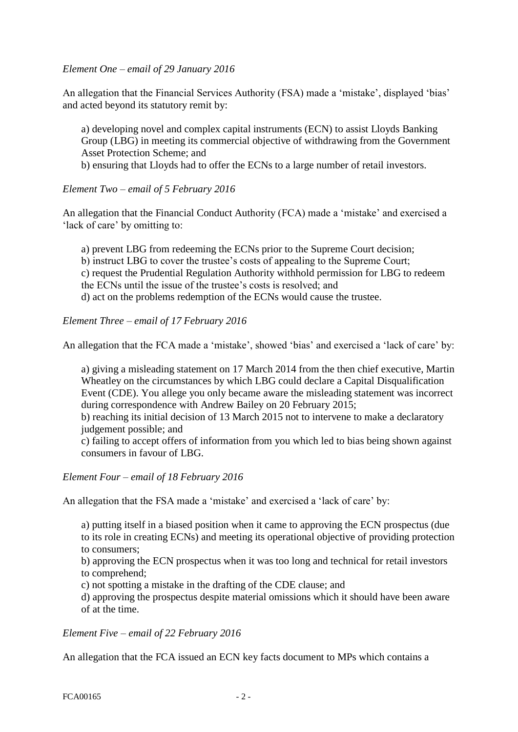*Element One – email of 29 January 2016*

An allegation that the Financial Services Authority (FSA) made a 'mistake', displayed 'bias' and acted beyond its statutory remit by:

a) developing novel and complex capital instruments (ECN) to assist Lloyds Banking Group (LBG) in meeting its commercial objective of withdrawing from the Government Asset Protection Scheme; and
b) ensuring that Lloyds had to offer the ECNs to a large number of retail investors.

*Element Two – email of 5 February 2016*

An allegation that the Financial Conduct Authority (FCA) made a 'mistake' and exercised a 'lack of care' by omitting to:

a) prevent LBG from redeeming the ECNs prior to the Supreme Court decision;
b) instruct LBG to cover the trustee's costs of appealing to the Supreme Court;
c) request the Prudential Regulation Authority withhold permission for LBG to redeem the ECNs until the issue of the trustee's costs is resolved; and
d) act on the problems redemption of the ECNs would cause the trustee.

*Element Three – email of 17 February 2016*

An allegation that the FCA made a 'mistake', showed 'bias' and exercised a 'lack of care' by:

a) giving a misleading statement on 17 March 2014 from the then chief executive, Martin Wheatley on the circumstances by which LBG could declare a Capital Disqualification Event (CDE). You allege you only became aware the misleading statement was incorrect during correspondence with Andrew Bailey on 20 February 2015;
b) reaching its initial decision of 13 March 2015 not to intervene to make a declaratory judgement possible; and
c) failing to accept offers of information from you which led to bias being shown against consumers in favour of LBG.

*Element Four – email of 18 February 2016*

An allegation that the FSA made a 'mistake' and exercised a 'lack of care' by:

a) putting itself in a biased position when it came to approving the ECN prospectus (due to its role in creating ECNs) and meeting its operational objective of providing protection to consumers;
b) approving the ECN prospectus when it was too long and technical for retail investors to comprehend;
c) not spotting a mistake in the drafting of the CDE clause; and
d) approving the prospectus despite material omissions which it should have been aware of at the time.

*Element Five – email of 22 February 2016*

An allegation that the FCA issued an ECN key facts document to MPs which contains a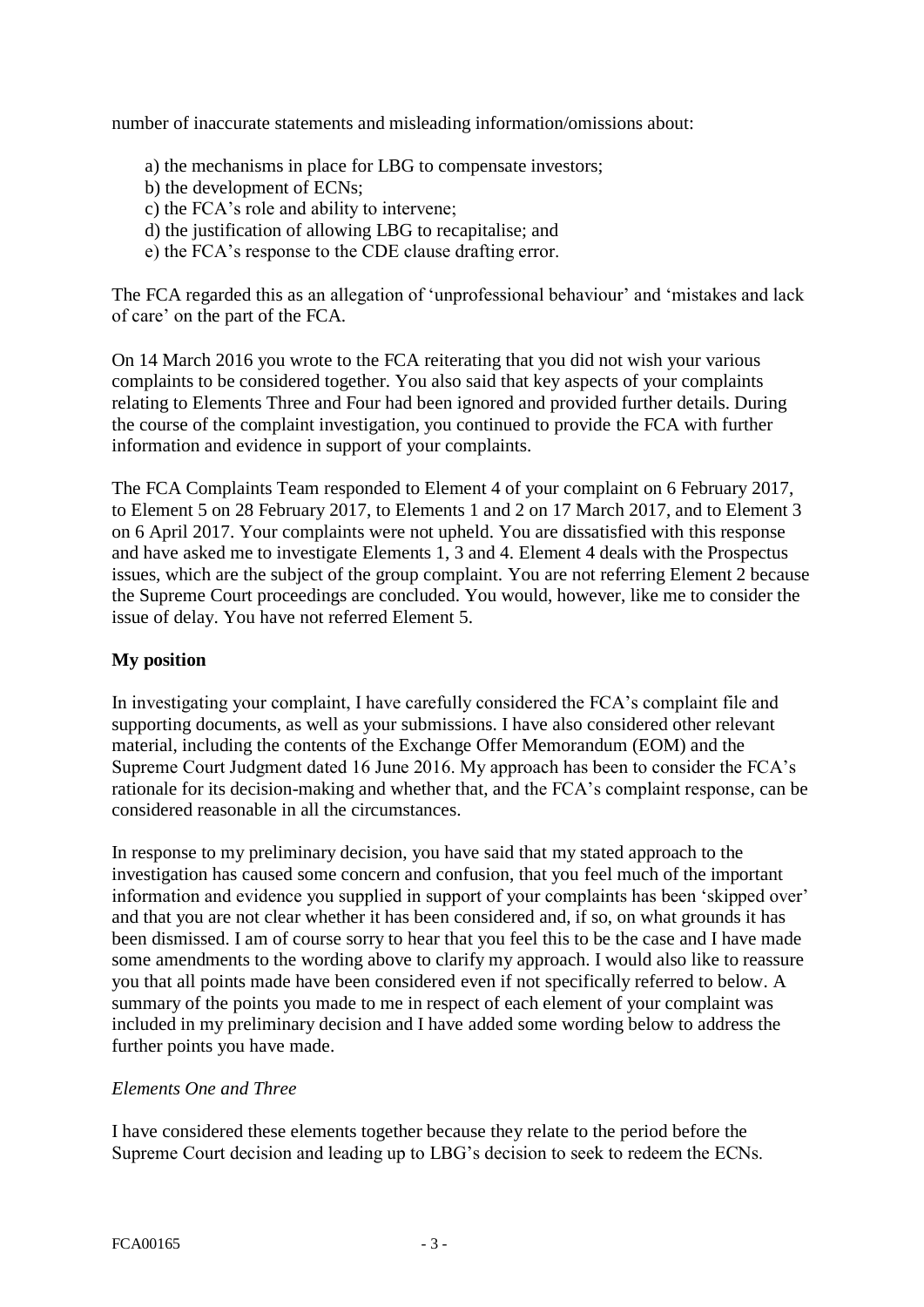number of inaccurate statements and misleading information/omissions about:

a) the mechanisms in place for LBG to compensate investors;
b) the development of ECNs;
c) the FCA's role and ability to intervene;
d) the justification of allowing LBG to recapitalise; and
e) the FCA's response to the CDE clause drafting error.

The FCA regarded this as an allegation of 'unprofessional behaviour' and 'mistakes and lack of care' on the part of the FCA.

On 14 March 2016 you wrote to the FCA reiterating that you did not wish your various complaints to be considered together. You also said that key aspects of your complaints relating to Elements Three and Four had been ignored and provided further details. During the course of the complaint investigation, you continued to provide the FCA with further information and evidence in support of your complaints.

The FCA Complaints Team responded to Element 4 of your complaint on 6 February 2017, to Element 5 on 28 February 2017, to Elements 1 and 2 on 17 March 2017, and to Element 3 on 6 April 2017. Your complaints were not upheld. You are dissatisfied with this response and have asked me to investigate Elements 1, 3 and 4. Element 4 deals with the Prospectus issues, which are the subject of the group complaint. You are not referring Element 2 because the Supreme Court proceedings are concluded. You would, however, like me to consider the issue of delay. You have not referred Element 5.

**My position**

In investigating your complaint, I have carefully considered the FCA's complaint file and supporting documents, as well as your submissions. I have also considered other relevant material, including the contents of the Exchange Offer Memorandum (EOM) and the Supreme Court Judgment dated 16 June 2016. My approach has been to consider the FCA's rationale for its decision-making and whether that, and the FCA's complaint response, can be considered reasonable in all the circumstances.

In response to my preliminary decision, you have said that my stated approach to the investigation has caused some concern and confusion, that you feel much of the important information and evidence you supplied in support of your complaints has been 'skipped over' and that you are not clear whether it has been considered and, if so, on what grounds it has been dismissed. I am of course sorry to hear that you feel this to be the case and I have made some amendments to the wording above to clarify my approach. I would also like to reassure you that all points made have been considered even if not specifically referred to below. A summary of the points you made to me in respect of each element of your complaint was included in my preliminary decision and I have added some wording below to address the further points you have made.

*Elements One and Three*

I have considered these elements together because they relate to the period before the Supreme Court decision and leading up to LBG's decision to seek to redeem the ECNs.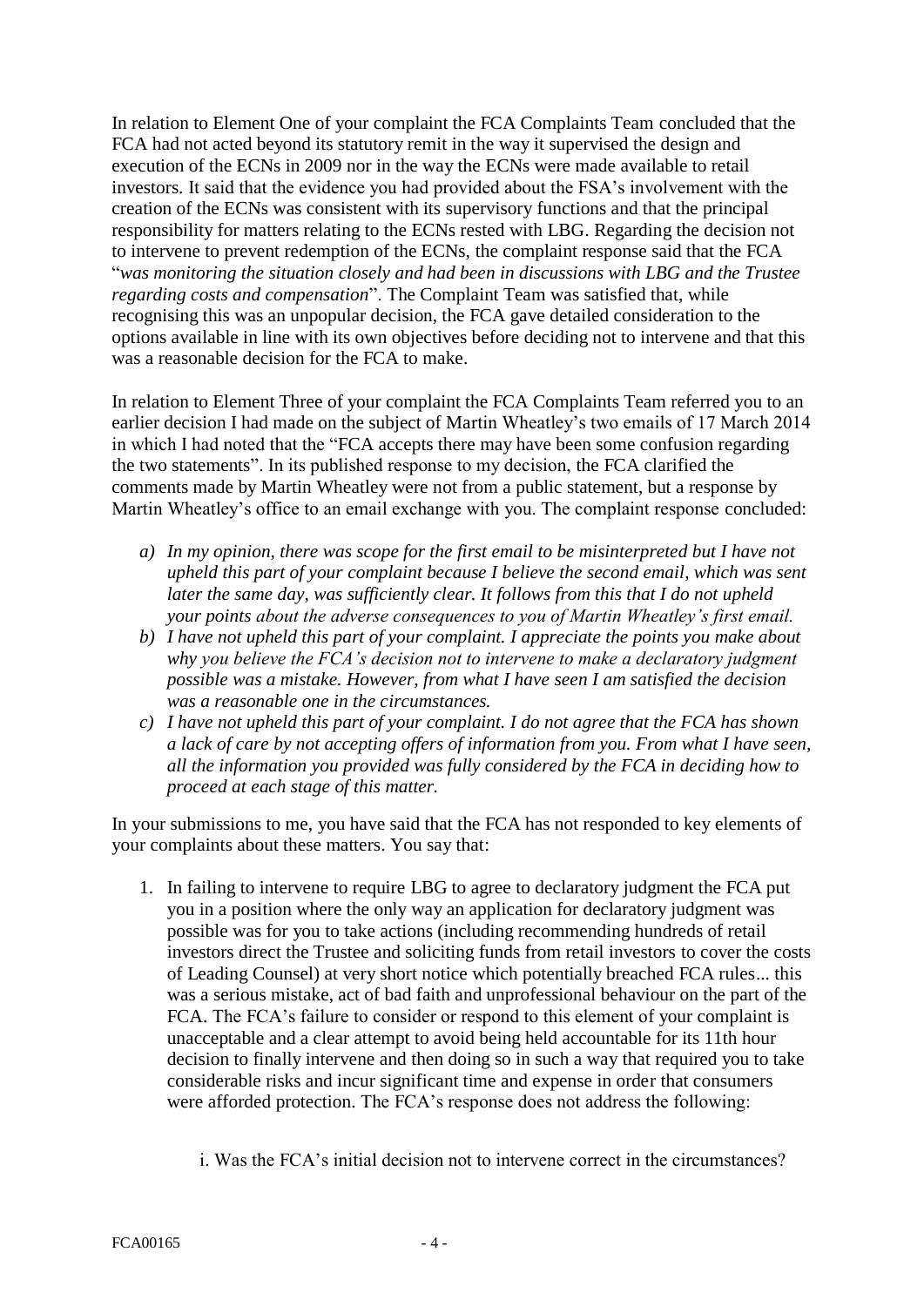In relation to Element One of your complaint the FCA Complaints Team concluded that the FCA had not acted beyond its statutory remit in the way it supervised the design and execution of the ECNs in 2009 nor in the way the ECNs were made available to retail investors. It said that the evidence you had provided about the FSA's involvement with the creation of the ECNs was consistent with its supervisory functions and that the principal responsibility for matters relating to the ECNs rested with LBG. Regarding the decision not to intervene to prevent redemption of the ECNs, the complaint response said that the FCA "*was monitoring the situation closely and had been in discussions with LBG and the Trustee regarding costs and compensation*". The Complaint Team was satisfied that, while recognising this was an unpopular decision, the FCA gave detailed consideration to the options available in line with its own objectives before deciding not to intervene and that this was a reasonable decision for the FCA to make.

In relation to Element Three of your complaint the FCA Complaints Team referred you to an earlier decision I had made on the subject of Martin Wheatley's two emails of 17 March 2014 in which I had noted that the "FCA accepts there may have been some confusion regarding the two statements". In its published response to my decision, the FCA clarified the comments made by Martin Wheatley were not from a public statement, but a response by Martin Wheatley's office to an email exchange with you. The complaint response concluded:

- *a) In my opinion, there was scope for the first email to be misinterpreted but I have not upheld this part of your complaint because I believe the second email, which was sent later the same day, was sufficiently clear. It follows from this that I do not uphold your points about the adverse consequences to you of Martin Wheatley's first email.*
- *b) I have not upheld this part of your complaint. I appreciate the points you make about why you believe the FCA's decision not to intervene to make a declaratory judgment possible was a mistake. However, from what I have seen I am satisfied the decision was a reasonable one in the circumstances.*
- *c) I have not upheld this part of your complaint. I do not agree that the FCA has shown a lack of care by not accepting offers of information from you. From what I have seen, all the information you provided was fully considered by the FCA in deciding how to proceed at each stage of this matter.*

In your submissions to me, you have said that the FCA has not responded to key elements of your complaints about these matters. You say that:

1. In failing to intervene to require LBG to agree to declaratory judgment the FCA put you in a position where the only way an application for declaratory judgment was possible was for you to take actions (including recommending hundreds of retail investors direct the Trustee and soliciting funds from retail investors to cover the costs of Leading Counsel) at very short notice which potentially breached FCA rules... this was a serious mistake, act of bad faith and unprofessional behaviour on the part of the FCA. The FCA's failure to consider or respond to this element of your complaint is unacceptable and a clear attempt to avoid being held accountable for its 11th hour decision to finally intervene and then doing so in such a way that required you to take considerable risks and incur significant time and expense in order that consumers were afforded protection. The FCA's response does not address the following:

    i. Was the FCA's initial decision not to intervene correct in the circumstances?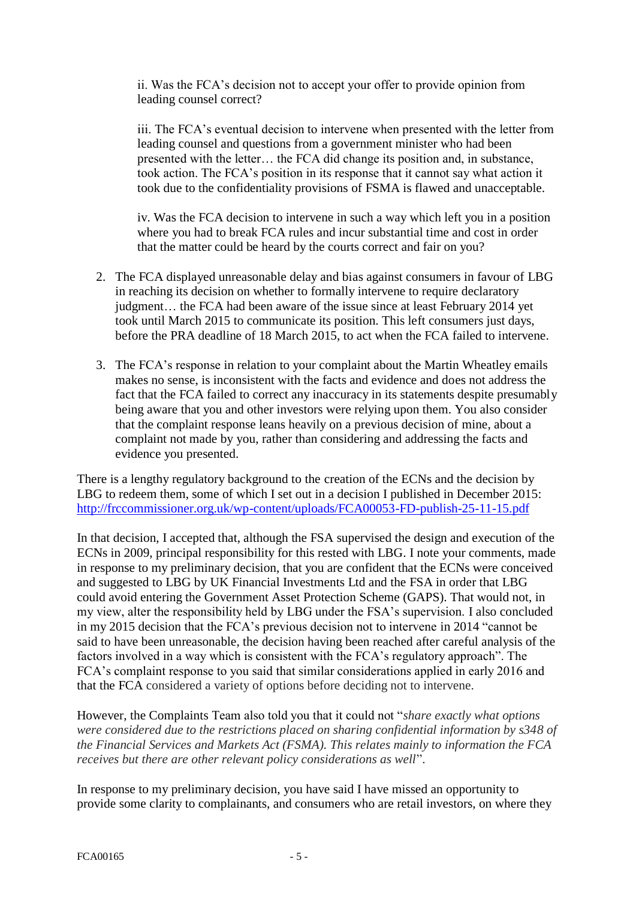ii. Was the FCA's decision not to accept your offer to provide opinion from leading counsel correct?

iii. The FCA's eventual decision to intervene when presented with the letter from leading counsel and questions from a government minister who had been presented with the letter… the FCA did change its position and, in substance, took action. The FCA's position in its response that it cannot say what action it took due to the confidentiality provisions of FSMA is flawed and unacceptable.

iv. Was the FCA decision to intervene in such a way which left you in a position where you had to break FCA rules and incur substantial time and cost in order that the matter could be heard by the courts correct and fair on you?

2. The FCA displayed unreasonable delay and bias against consumers in favour of LBG in reaching its decision on whether to formally intervene to require declaratory judgment… the FCA had been aware of the issue since at least February 2014 yet took until March 2015 to communicate its position. This left consumers just days, before the PRA deadline of 18 March 2015, to act when the FCA failed to intervene.

3. The FCA's response in relation to your complaint about the Martin Wheatley emails makes no sense, is inconsistent with the facts and evidence and does not address the fact that the FCA failed to correct any inaccuracy in its statements despite presumably being aware that you and other investors were relying upon them. You also consider that the complaint response leans heavily on a previous decision of mine, about a complaint not made by you, rather than considering and addressing the facts and evidence you presented.

There is a lengthy regulatory background to the creation of the ECNs and the decision by LBG to redeem them, some of which I set out in a decision I published in December 2015: http://frccommissioner.org.uk/wp-content/uploads/FCA00053-FD-publish-25-11-15.pdf

In that decision, I accepted that, although the FSA supervised the design and execution of the ECNs in 2009, principal responsibility for this rested with LBG. I note your comments, made in response to my preliminary decision, that you are confident that the ECNs were conceived and suggested to LBG by UK Financial Investments Ltd and the FSA in order that LBG could avoid entering the Government Asset Protection Scheme (GAPS). That would not, in my view, alter the responsibility held by LBG under the FSA's supervision. I also concluded in my 2015 decision that the FCA's previous decision not to intervene in 2014 "cannot be said to have been unreasonable, the decision having been reached after careful analysis of the factors involved in a way which is consistent with the FCA's regulatory approach". The FCA's complaint response to you said that similar considerations applied in early 2016 and that the FCA considered a variety of options before deciding not to intervene.

However, the Complaints Team also told you that it could not "*share exactly what options were considered due to the restrictions placed on sharing confidential information by s348 of the Financial Services and Markets Act (FSMA). This relates mainly to information the FCA receives but there are other relevant policy considerations as well*".

In response to my preliminary decision, you have said I have missed an opportunity to provide some clarity to complainants, and consumers who are retail investors, on where they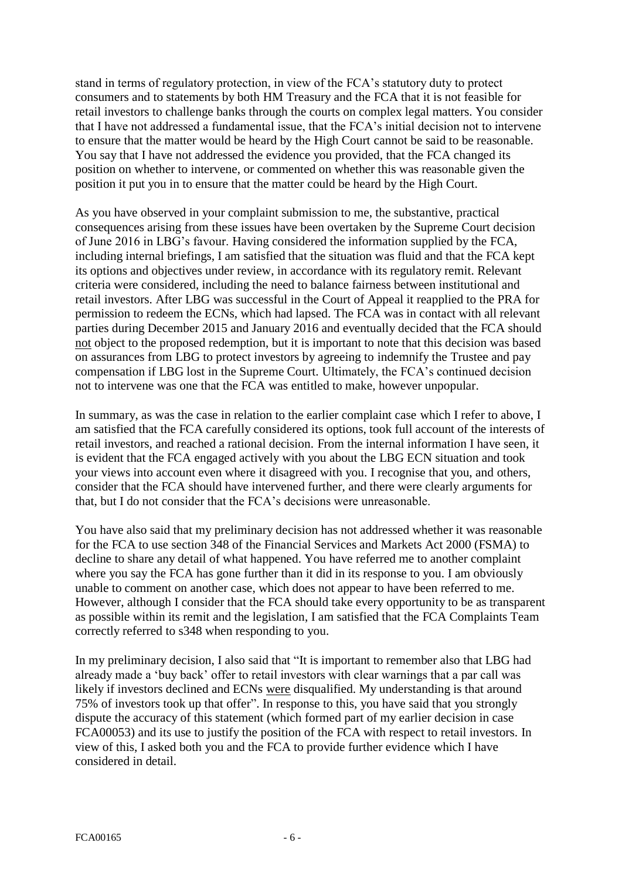stand in terms of regulatory protection, in view of the FCA's statutory duty to protect consumers and to statements by both HM Treasury and the FCA that it is not feasible for retail investors to challenge banks through the courts on complex legal matters. You consider that I have not addressed a fundamental issue, that the FCA's initial decision not to intervene to ensure that the matter would be heard by the High Court cannot be said to be reasonable. You say that I have not addressed the evidence you provided, that the FCA changed its position on whether to intervene, or commented on whether this was reasonable given the position it put you in to ensure that the matter could be heard by the High Court.

As you have observed in your complaint submission to me, the substantive, practical consequences arising from these issues have been overtaken by the Supreme Court decision of June 2016 in LBG's favour. Having considered the information supplied by the FCA, including internal briefings, I am satisfied that the situation was fluid and that the FCA kept its options and objectives under review, in accordance with its regulatory remit. Relevant criteria were considered, including the need to balance fairness between institutional and retail investors. After LBG was successful in the Court of Appeal it reapplied to the PRA for permission to redeem the ECNs, which had lapsed. The FCA was in contact with all relevant parties during December 2015 and January 2016 and eventually decided that the FCA should not object to the proposed redemption, but it is important to note that this decision was based on assurances from LBG to protect investors by agreeing to indemnify the Trustee and pay compensation if LBG lost in the Supreme Court. Ultimately, the FCA's continued decision not to intervene was one that the FCA was entitled to make, however unpopular.

In summary, as was the case in relation to the earlier complaint case which I refer to above, I am satisfied that the FCA carefully considered its options, took full account of the interests of retail investors, and reached a rational decision. From the internal information I have seen, it is evident that the FCA engaged actively with you about the LBG ECN situation and took your views into account even where it disagreed with you. I recognise that you, and others, consider that the FCA should have intervened further, and there were clearly arguments for that, but I do not consider that the FCA's decisions were unreasonable.

You have also said that my preliminary decision has not addressed whether it was reasonable for the FCA to use section 348 of the Financial Services and Markets Act 2000 (FSMA) to decline to share any detail of what happened. You have referred me to another complaint where you say the FCA has gone further than it did in its response to you. I am obviously unable to comment on another case, which does not appear to have been referred to me. However, although I consider that the FCA should take every opportunity to be as transparent as possible within its remit and the legislation, I am satisfied that the FCA Complaints Team correctly referred to s348 when responding to you.

In my preliminary decision, I also said that "It is important to remember also that LBG had already made a 'buy back' offer to retail investors with clear warnings that a par call was likely if investors declined and ECNs were disqualified. My understanding is that around 75% of investors took up that offer". In response to this, you have said that you strongly dispute the accuracy of this statement (which formed part of my earlier decision in case FCA00053) and its use to justify the position of the FCA with respect to retail investors. In view of this, I asked both you and the FCA to provide further evidence which I have considered in detail.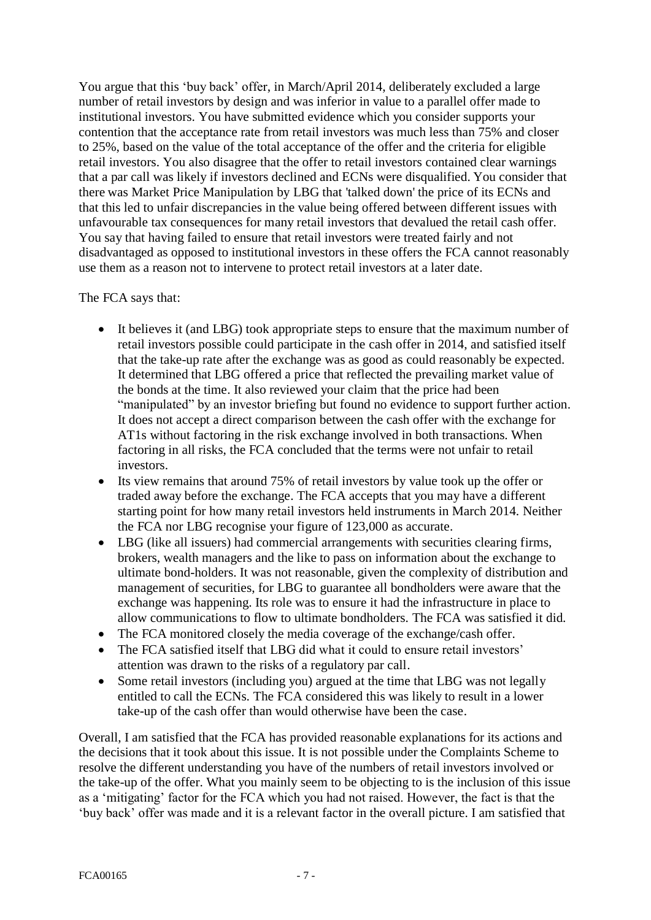You argue that this 'buy back' offer, in March/April 2014, deliberately excluded a large number of retail investors by design and was inferior in value to a parallel offer made to institutional investors. You have submitted evidence which you consider supports your contention that the acceptance rate from retail investors was much less than 75% and closer to 25%, based on the value of the total acceptance of the offer and the criteria for eligible retail investors. You also disagree that the offer to retail investors contained clear warnings that a par call was likely if investors declined and ECNs were disqualified. You consider that there was Market Price Manipulation by LBG that 'talked down' the price of its ECNs and that this led to unfair discrepancies in the value being offered between different issues with unfavourable tax consequences for many retail investors that devalued the retail cash offer. You say that having failed to ensure that retail investors were treated fairly and not disadvantaged as opposed to institutional investors in these offers the FCA cannot reasonably use them as a reason not to intervene to protect retail investors at a later date.

The FCA says that:

- It believes it (and LBG) took appropriate steps to ensure that the maximum number of retail investors possible could participate in the cash offer in 2014, and satisfied itself that the take-up rate after the exchange was as good as could reasonably be expected. It determined that LBG offered a price that reflected the prevailing market value of the bonds at the time. It also reviewed your claim that the price had been "manipulated" by an investor briefing but found no evidence to support further action. It does not accept a direct comparison between the cash offer with the exchange for AT1s without factoring in the risk exchange involved in both transactions. When factoring in all risks, the FCA concluded that the terms were not unfair to retail investors.
- Its view remains that around 75% of retail investors by value took up the offer or traded away before the exchange. The FCA accepts that you may have a different starting point for how many retail investors held instruments in March 2014. Neither the FCA nor LBG recognise your figure of 123,000 as accurate.
- LBG (like all issuers) had commercial arrangements with securities clearing firms, brokers, wealth managers and the like to pass on information about the exchange to ultimate bond-holders. It was not reasonable, given the complexity of distribution and management of securities, for LBG to guarantee all bondholders were aware that the exchange was happening. Its role was to ensure it had the infrastructure in place to allow communications to flow to ultimate bondholders. The FCA was satisfied it did.
- The FCA monitored closely the media coverage of the exchange/cash offer.
- The FCA satisfied itself that LBG did what it could to ensure retail investors' attention was drawn to the risks of a regulatory par call.
- Some retail investors (including you) argued at the time that LBG was not legally entitled to call the ECNs. The FCA considered this was likely to result in a lower take-up of the cash offer than would otherwise have been the case.

Overall, I am satisfied that the FCA has provided reasonable explanations for its actions and the decisions that it took about this issue. It is not possible under the Complaints Scheme to resolve the different understanding you have of the numbers of retail investors involved or the take-up of the offer. What you mainly seem to be objecting to is the inclusion of this issue as a 'mitigating' factor for the FCA which you had not raised. However, the fact is that the 'buy back' offer was made and it is a relevant factor in the overall picture. I am satisfied that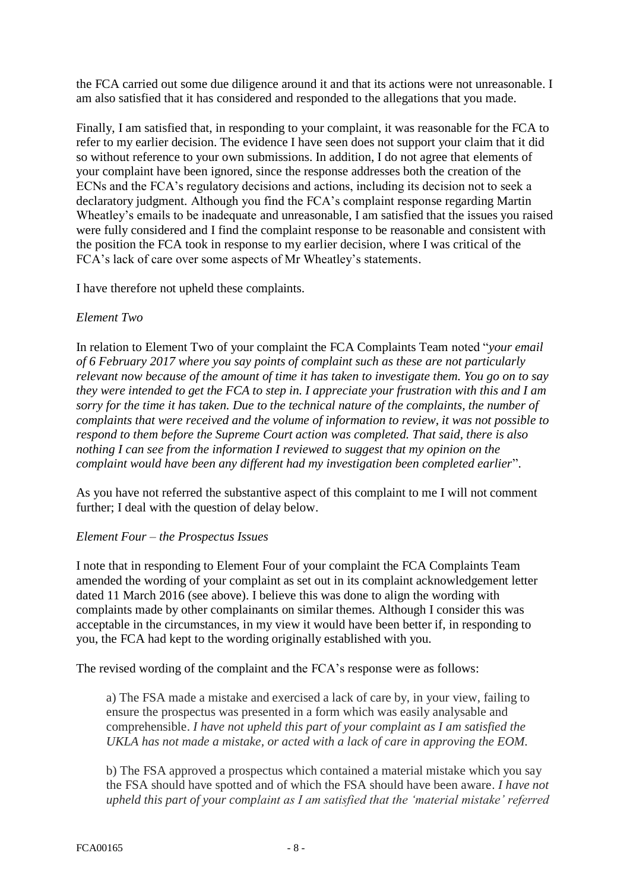the FCA carried out some due diligence around it and that its actions were not unreasonable. I am also satisfied that it has considered and responded to the allegations that you made.

Finally, I am satisfied that, in responding to your complaint, it was reasonable for the FCA to refer to my earlier decision. The evidence I have seen does not support your claim that it did so without reference to your own submissions. In addition, I do not agree that elements of your complaint have been ignored, since the response addresses both the creation of the ECNs and the FCA's regulatory decisions and actions, including its decision not to seek a declaratory judgment. Although you find the FCA's complaint response regarding Martin Wheatley's emails to be inadequate and unreasonable, I am satisfied that the issues you raised were fully considered and I find the complaint response to be reasonable and consistent with the position the FCA took in response to my earlier decision, where I was critical of the FCA's lack of care over some aspects of Mr Wheatley's statements.

I have therefore not upheld these complaints.

*Element Two*

In relation to Element Two of your complaint the FCA Complaints Team noted "*your email of 6 February 2017 where you say points of complaint such as these are not particularly relevant now because of the amount of time it has taken to investigate them. You go on to say they were intended to get the FCA to step in. I appreciate your frustration with this and I am sorry for the time it has taken. Due to the technical nature of the complaints, the number of complaints that were received and the volume of information to review, it was not possible to respond to them before the Supreme Court action was completed. That said, there is also nothing I can see from the information I reviewed to suggest that my opinion on the complaint would have been any different had my investigation been completed earlier*".

As you have not referred the substantive aspect of this complaint to me I will not comment further; I deal with the question of delay below.

*Element Four – the Prospectus Issues*

I note that in responding to Element Four of your complaint the FCA Complaints Team amended the wording of your complaint as set out in its complaint acknowledgement letter dated 11 March 2016 (see above). I believe this was done to align the wording with complaints made by other complainants on similar themes. Although I consider this was acceptable in the circumstances, in my view it would have been better if, in responding to you, the FCA had kept to the wording originally established with you.

The revised wording of the complaint and the FCA's response were as follows:

> a) The FSA made a mistake and exercised a lack of care by, in your view, failing to ensure the prospectus was presented in a form which was easily analysable and comprehensible. *I have not upheld this part of your complaint as I am satisfied the UKLA has not made a mistake, or acted with a lack of care in approving the EOM.*
>
> b) The FSA approved a prospectus which contained a material mistake which you say the FSA should have spotted and of which the FSA should have been aware. *I have not upheld this part of your complaint as I am satisfied that the 'material mistake' referred*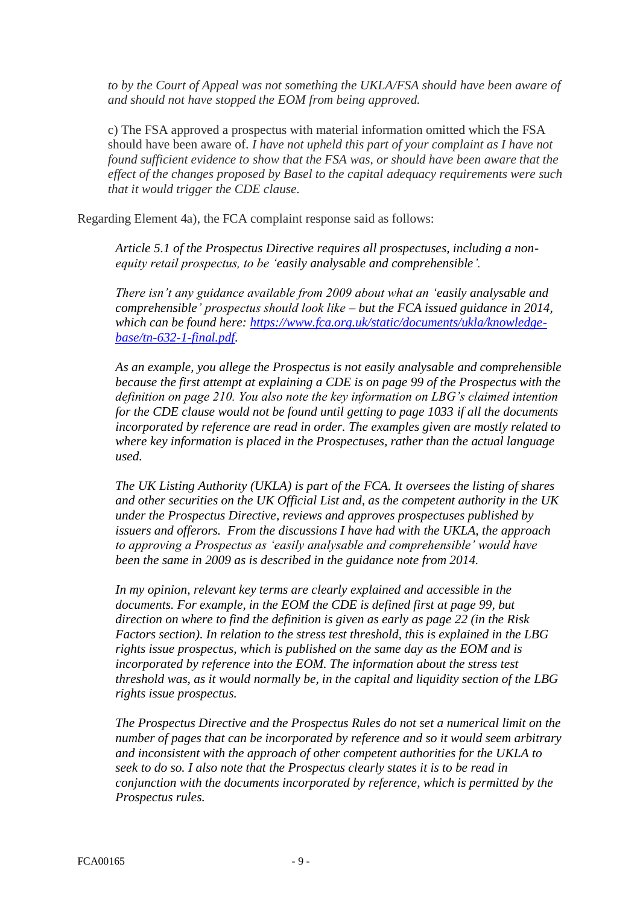*to by the Court of Appeal was not something the UKLA/FSA should have been aware of and should not have stopped the EOM from being approved.*

c) The FSA approved a prospectus with material information omitted which the FSA should have been aware of. *I have not upheld this part of your complaint as I have not found sufficient evidence to show that the FSA was, or should have been aware that the effect of the changes proposed by Basel to the capital adequacy requirements were such that it would trigger the CDE clause.*

Regarding Element 4a), the FCA complaint response said as follows:

> *Article 5.1 of the Prospectus Directive requires all prospectuses, including a non-equity retail prospectus, to be 'easily analysable and comprehensible'.*
>
> *There isn't any guidance available from 2009 about what an 'easily analysable and comprehensible' prospectus should look like – but the FCA issued guidance in 2014, which can be found here: [https://www.fca.org.uk/static/documents/ukla/knowledge-base/tn-632-1-final.pdf](https://www.fca.org.uk/static/documents/ukla/knowledge-base/tn-632-1-final.pdf).*
>
> *As an example, you allege the Prospectus is not easily analysable and comprehensible because the first attempt at explaining a CDE is on page 99 of the Prospectus with the definition on page 210. You also note the key information on LBG's claimed intention for the CDE clause would not be found until getting to page 1033 if all the documents incorporated by reference are read in order. The examples given are mostly related to where key information is placed in the Prospectuses, rather than the actual language used.*
>
> *The UK Listing Authority (UKLA) is part of the FCA. It oversees the listing of shares and other securities on the UK Official List and, as the competent authority in the UK under the Prospectus Directive, reviews and approves prospectuses published by issuers and offerors. From the discussions I have had with the UKLA, the approach to approving a Prospectus as 'easily analysable and comprehensible' would have been the same in 2009 as is described in the guidance note from 2014.*
>
> *In my opinion, relevant key terms are clearly explained and accessible in the documents. For example, in the EOM the CDE is defined first at page 99, but direction on where to find the definition is given as early as page 22 (in the Risk Factors section). In relation to the stress test threshold, this is explained in the LBG rights issue prospectus, which is published on the same day as the EOM and is incorporated by reference into the EOM. The information about the stress test threshold was, as it would normally be, in the capital and liquidity section of the LBG rights issue prospectus.*
>
> *The Prospectus Directive and the Prospectus Rules do not set a numerical limit on the number of pages that can be incorporated by reference and so it would seem arbitrary and inconsistent with the approach of other competent authorities for the UKLA to seek to do so. I also note that the Prospectus clearly states it is to be read in conjunction with the documents incorporated by reference, which is permitted by the Prospectus rules.*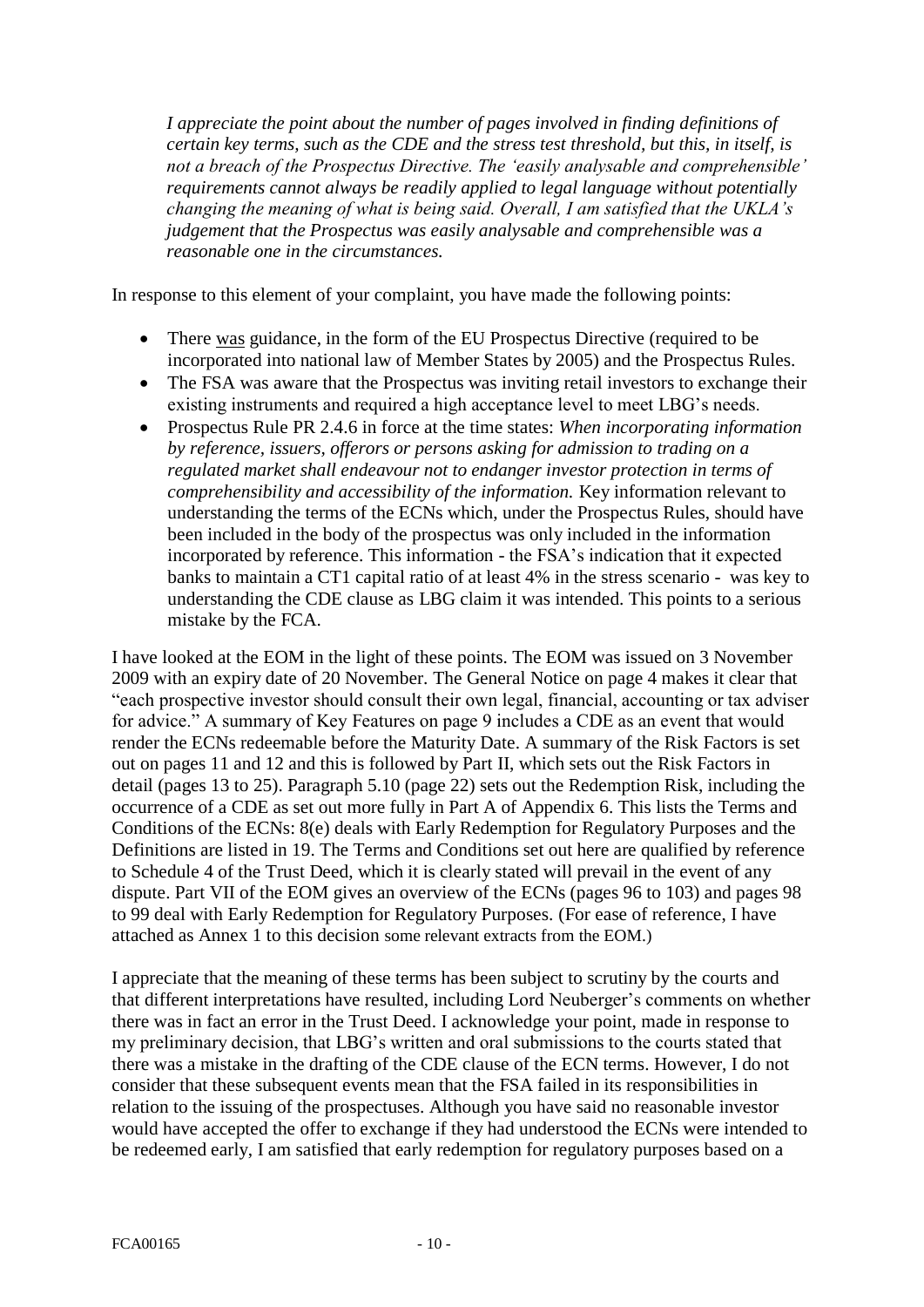*I appreciate the point about the number of pages involved in finding definitions of certain key terms, such as the CDE and the stress test threshold, but this, in itself, is not a breach of the Prospectus Directive. The 'easily analysable and comprehensible' requirements cannot always be readily applied to legal language without potentially changing the meaning of what is being said. Overall, I am satisfied that the UKLA's judgement that the Prospectus was easily analysable and comprehensible was a reasonable one in the circumstances.*

In response to this element of your complaint, you have made the following points:

- There was guidance, in the form of the EU Prospectus Directive (required to be incorporated into national law of Member States by 2005) and the Prospectus Rules.
- The FSA was aware that the Prospectus was inviting retail investors to exchange their existing instruments and required a high acceptance level to meet LBG's needs.
- Prospectus Rule PR 2.4.6 in force at the time states: *When incorporating information by reference, issuers, offerors or persons asking for admission to trading on a regulated market shall endeavour not to endanger investor protection in terms of comprehensibility and accessibility of the information.* Key information relevant to understanding the terms of the ECNs which, under the Prospectus Rules, should have been included in the body of the prospectus was only included in the information incorporated by reference. This information - the FSA's indication that it expected banks to maintain a CT1 capital ratio of at least 4% in the stress scenario - was key to understanding the CDE clause as LBG claim it was intended. This points to a serious mistake by the FCA.

I have looked at the EOM in the light of these points. The EOM was issued on 3 November 2009 with an expiry date of 20 November. The General Notice on page 4 makes it clear that "each prospective investor should consult their own legal, financial, accounting or tax adviser for advice." A summary of Key Features on page 9 includes a CDE as an event that would render the ECNs redeemable before the Maturity Date. A summary of the Risk Factors is set out on pages 11 and 12 and this is followed by Part II, which sets out the Risk Factors in detail (pages 13 to 25). Paragraph 5.10 (page 22) sets out the Redemption Risk, including the occurrence of a CDE as set out more fully in Part A of Appendix 6. This lists the Terms and Conditions of the ECNs: 8(e) deals with Early Redemption for Regulatory Purposes and the Definitions are listed in 19. The Terms and Conditions set out here are qualified by reference to Schedule 4 of the Trust Deed, which it is clearly stated will prevail in the event of any dispute. Part VII of the EOM gives an overview of the ECNs (pages 96 to 103) and pages 98 to 99 deal with Early Redemption for Regulatory Purposes. (For ease of reference, I have attached as Annex 1 to this decision some relevant extracts from the EOM.)

I appreciate that the meaning of these terms has been subject to scrutiny by the courts and that different interpretations have resulted, including Lord Neuberger's comments on whether there was in fact an error in the Trust Deed. I acknowledge your point, made in response to my preliminary decision, that LBG's written and oral submissions to the courts stated that there was a mistake in the drafting of the CDE clause of the ECN terms. However, I do not consider that these subsequent events mean that the FSA failed in its responsibilities in relation to the issuing of the prospectuses. Although you have said no reasonable investor would have accepted the offer to exchange if they had understood the ECNs were intended to be redeemed early, I am satisfied that early redemption for regulatory purposes based on a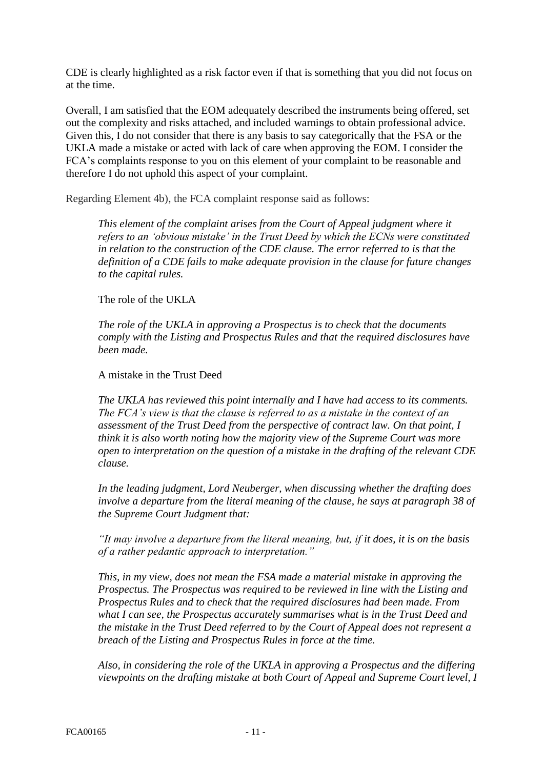CDE is clearly highlighted as a risk factor even if that is something that you did not focus on at the time.

Overall, I am satisfied that the EOM adequately described the instruments being offered, set out the complexity and risks attached, and included warnings to obtain professional advice. Given this, I do not consider that there is any basis to say categorically that the FSA or the UKLA made a mistake or acted with lack of care when approving the EOM. I consider the FCA's complaints response to you on this element of your complaint to be reasonable and therefore I do not uphold this aspect of your complaint.

Regarding Element 4b), the FCA complaint response said as follows:

> *This element of the complaint arises from the Court of Appeal judgment where it refers to an 'obvious mistake' in the Trust Deed by which the ECNs were constituted in relation to the construction of the CDE clause. The error referred to is that the definition of a CDE fails to make adequate provision in the clause for future changes to the capital rules.*
>
> The role of the UKLA
>
> *The role of the UKLA in approving a Prospectus is to check that the documents comply with the Listing and Prospectus Rules and that the required disclosures have been made.*
>
> A mistake in the Trust Deed
>
> *The UKLA has reviewed this point internally and I have had access to its comments. The FCA's view is that the clause is referred to as a mistake in the context of an assessment of the Trust Deed from the perspective of contract law. On that point, I think it is also worth noting how the majority view of the Supreme Court was more open to interpretation on the question of a mistake in the drafting of the relevant CDE clause.*
>
> *In the leading judgment, Lord Neuberger, when discussing whether the drafting does involve a departure from the literal meaning of the clause, he says at paragraph 38 of the Supreme Court Judgment that:*
>
> *"It may involve a departure from the literal meaning, but, if it does, it is on the basis of a rather pedantic approach to interpretation."*
>
> *This, in my view, does not mean the FSA made a material mistake in approving the Prospectus. The Prospectus was required to be reviewed in line with the Listing and Prospectus Rules and to check that the required disclosures had been made. From what I can see, the Prospectus accurately summarises what is in the Trust Deed and the mistake in the Trust Deed referred to by the Court of Appeal does not represent a breach of the Listing and Prospectus Rules in force at the time.*
>
> *Also, in considering the role of the UKLA in approving a Prospectus and the differing viewpoints on the drafting mistake at both Court of Appeal and Supreme Court level, I*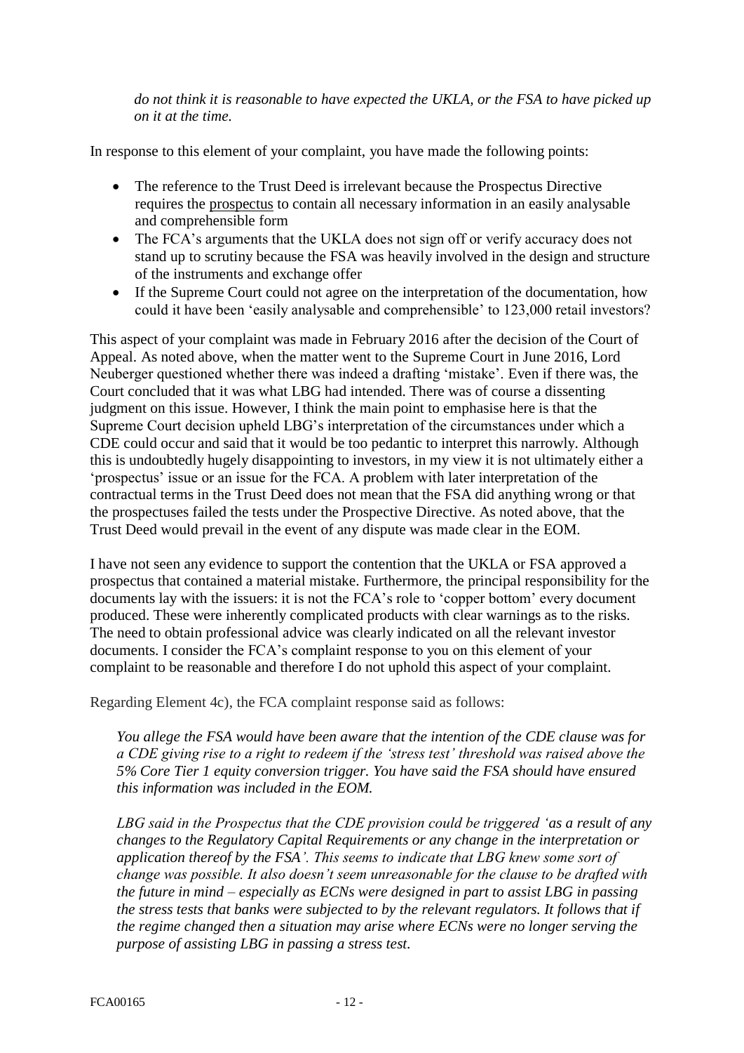*do not think it is reasonable to have expected the UKLA, or the FSA to have picked up on it at the time.*

In response to this element of your complaint, you have made the following points:

- The reference to the Trust Deed is irrelevant because the Prospectus Directive requires the prospectus to contain all necessary information in an easily analysable and comprehensible form
- The FCA's arguments that the UKLA does not sign off or verify accuracy does not stand up to scrutiny because the FSA was heavily involved in the design and structure of the instruments and exchange offer
- If the Supreme Court could not agree on the interpretation of the documentation, how could it have been 'easily analysable and comprehensible' to 123,000 retail investors?

This aspect of your complaint was made in February 2016 after the decision of the Court of Appeal. As noted above, when the matter went to the Supreme Court in June 2016, Lord Neuberger questioned whether there was indeed a drafting 'mistake'. Even if there was, the Court concluded that it was what LBG had intended. There was of course a dissenting judgment on this issue. However, I think the main point to emphasise here is that the Supreme Court decision upheld LBG's interpretation of the circumstances under which a CDE could occur and said that it would be too pedantic to interpret this narrowly. Although this is undoubtedly hugely disappointing to investors, in my view it is not ultimately either a 'prospectus' issue or an issue for the FCA. A problem with later interpretation of the contractual terms in the Trust Deed does not mean that the FSA did anything wrong or that the prospectuses failed the tests under the Prospective Directive. As noted above, that the Trust Deed would prevail in the event of any dispute was made clear in the EOM.

I have not seen any evidence to support the contention that the UKLA or FSA approved a prospectus that contained a material mistake. Furthermore, the principal responsibility for the documents lay with the issuers: it is not the FCA's role to 'copper bottom' every document produced. These were inherently complicated products with clear warnings as to the risks. The need to obtain professional advice was clearly indicated on all the relevant investor documents. I consider the FCA's complaint response to you on this element of your complaint to be reasonable and therefore I do not uphold this aspect of your complaint.

Regarding Element 4c), the FCA complaint response said as follows:

*You allege the FSA would have been aware that the intention of the CDE clause was for a CDE giving rise to a right to redeem if the 'stress test' threshold was raised above the 5% Core Tier 1 equity conversion trigger. You have said the FSA should have ensured this information was included in the EOM.*

*LBG said in the Prospectus that the CDE provision could be triggered 'as a result of any changes to the Regulatory Capital Requirements or any change in the interpretation or application thereof by the FSA'. This seems to indicate that LBG knew some sort of change was possible. It also doesn't seem unreasonable for the clause to be drafted with the future in mind – especially as ECNs were designed in part to assist LBG in passing the stress tests that banks were subjected to by the relevant regulators. It follows that if the regime changed then a situation may arise where ECNs were no longer serving the purpose of assisting LBG in passing a stress test.*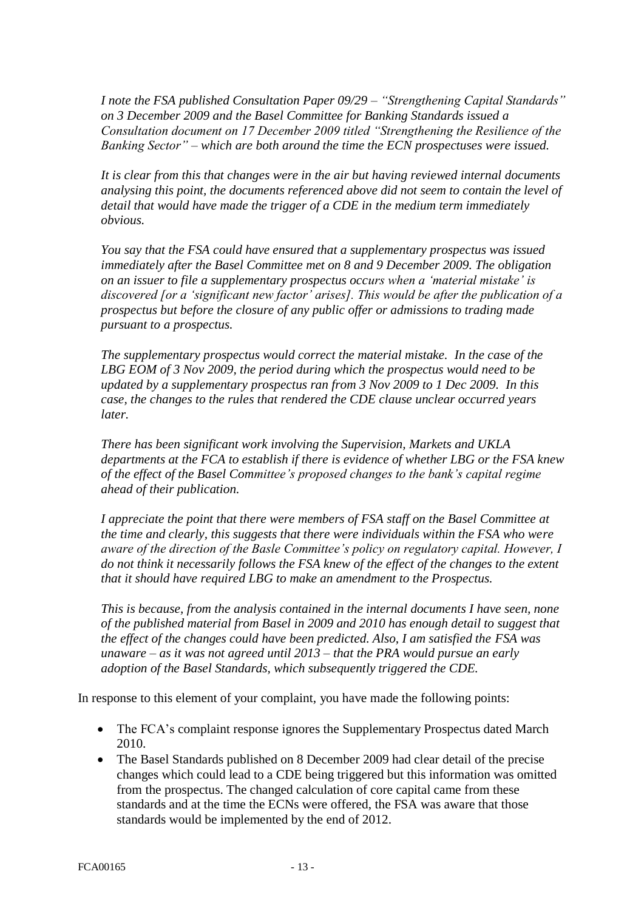*I note the FSA published Consultation Paper 09/29 – "Strengthening Capital Standards" on 3 December 2009 and the Basel Committee for Banking Standards issued a Consultation document on 17 December 2009 titled "Strengthening the Resilience of the Banking Sector" – which are both around the time the ECN prospectuses were issued.*

*It is clear from this that changes were in the air but having reviewed internal documents analysing this point, the documents referenced above did not seem to contain the level of detail that would have made the trigger of a CDE in the medium term immediately obvious.*

*You say that the FSA could have ensured that a supplementary prospectus was issued immediately after the Basel Committee met on 8 and 9 December 2009. The obligation on an issuer to file a supplementary prospectus occurs when a 'material mistake' is discovered [or a 'significant new factor' arises]. This would be after the publication of a prospectus but before the closure of any public offer or admissions to trading made pursuant to a prospectus.*

*The supplementary prospectus would correct the material mistake. In the case of the LBG EOM of 3 Nov 2009, the period during which the prospectus would need to be updated by a supplementary prospectus ran from 3 Nov 2009 to 1 Dec 2009. In this case, the changes to the rules that rendered the CDE clause unclear occurred years later.*

*There has been significant work involving the Supervision, Markets and UKLA departments at the FCA to establish if there is evidence of whether LBG or the FSA knew of the effect of the Basel Committee's proposed changes to the bank's capital regime ahead of their publication.*

*I appreciate the point that there were members of FSA staff on the Basel Committee at the time and clearly, this suggests that there were individuals within the FSA who were aware of the direction of the Basle Committee's policy on regulatory capital. However, I do not think it necessarily follows the FSA knew of the effect of the changes to the extent that it should have required LBG to make an amendment to the Prospectus.*

*This is because, from the analysis contained in the internal documents I have seen, none of the published material from Basel in 2009 and 2010 has enough detail to suggest that the effect of the changes could have been predicted. Also, I am satisfied the FSA was unaware – as it was not agreed until 2013 – that the PRA would pursue an early adoption of the Basel Standards, which subsequently triggered the CDE.*

In response to this element of your complaint, you have made the following points:

- The FCA's complaint response ignores the Supplementary Prospectus dated March 2010.
- The Basel Standards published on 8 December 2009 had clear detail of the precise changes which could lead to a CDE being triggered but this information was omitted from the prospectus. The changed calculation of core capital came from these standards and at the time the ECNs were offered, the FSA was aware that those standards would be implemented by the end of 2012.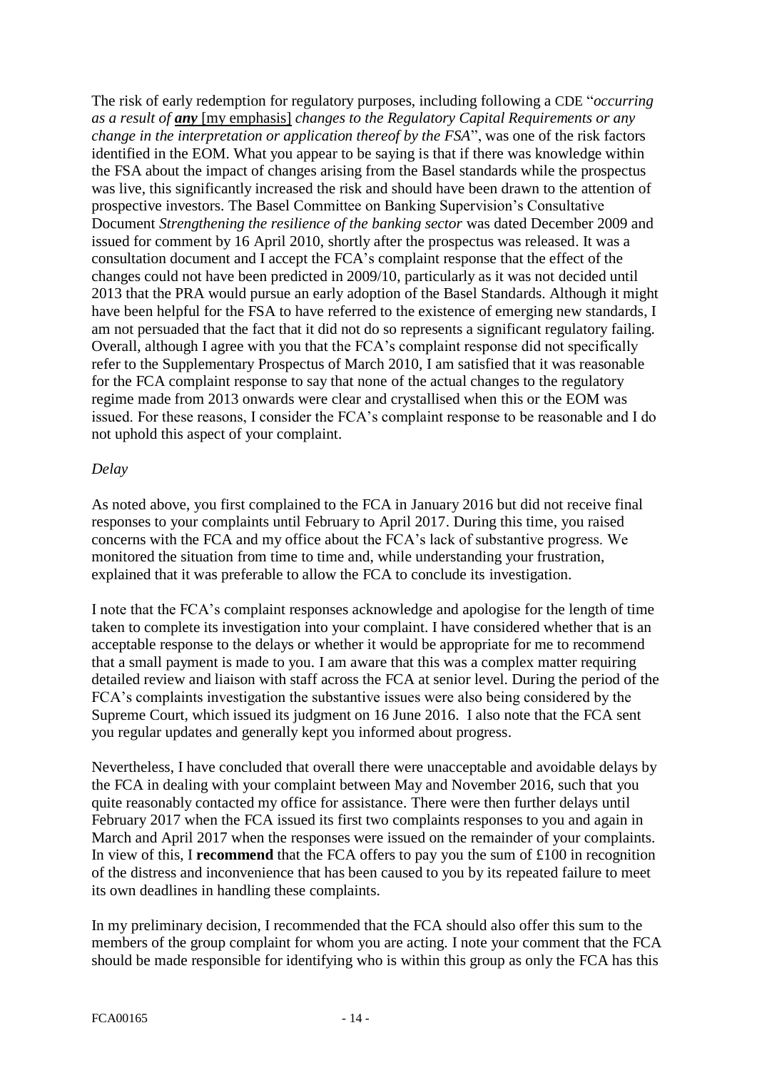The risk of early redemption for regulatory purposes, including following a CDE "*occurring as a result of* ***any*** [my emphasis] *changes to the Regulatory Capital Requirements or any change in the interpretation or application thereof by the FSA*", was one of the risk factors identified in the EOM. What you appear to be saying is that if there was knowledge within the FSA about the impact of changes arising from the Basel standards while the prospectus was live, this significantly increased the risk and should have been drawn to the attention of prospective investors. The Basel Committee on Banking Supervision's Consultative Document *Strengthening the resilience of the banking sector* was dated December 2009 and issued for comment by 16 April 2010, shortly after the prospectus was released. It was a consultation document and I accept the FCA's complaint response that the effect of the changes could not have been predicted in 2009/10, particularly as it was not decided until 2013 that the PRA would pursue an early adoption of the Basel Standards. Although it might have been helpful for the FSA to have referred to the existence of emerging new standards, I am not persuaded that the fact that it did not do so represents a significant regulatory failing. Overall, although I agree with you that the FCA's complaint response did not specifically refer to the Supplementary Prospectus of March 2010, I am satisfied that it was reasonable for the FCA complaint response to say that none of the actual changes to the regulatory regime made from 2013 onwards were clear and crystallised when this or the EOM was issued. For these reasons, I consider the FCA's complaint response to be reasonable and I do not uphold this aspect of your complaint.

*Delay*

As noted above, you first complained to the FCA in January 2016 but did not receive final responses to your complaints until February to April 2017. During this time, you raised concerns with the FCA and my office about the FCA's lack of substantive progress. We monitored the situation from time to time and, while understanding your frustration, explained that it was preferable to allow the FCA to conclude its investigation.

I note that the FCA's complaint responses acknowledge and apologise for the length of time taken to complete its investigation into your complaint. I have considered whether that is an acceptable response to the delays or whether it would be appropriate for me to recommend that a small payment is made to you. I am aware that this was a complex matter requiring detailed review and liaison with staff across the FCA at senior level. During the period of the FCA's complaints investigation the substantive issues were also being considered by the Supreme Court, which issued its judgment on 16 June 2016. I also note that the FCA sent you regular updates and generally kept you informed about progress.

Nevertheless, I have concluded that overall there were unacceptable and avoidable delays by the FCA in dealing with your complaint between May and November 2016, such that you quite reasonably contacted my office for assistance. There were then further delays until February 2017 when the FCA issued its first two complaints responses to you and again in March and April 2017 when the responses were issued on the remainder of your complaints. In view of this, I **recommend** that the FCA offers to pay you the sum of £100 in recognition of the distress and inconvenience that has been caused to you by its repeated failure to meet its own deadlines in handling these complaints.

In my preliminary decision, I recommended that the FCA should also offer this sum to the members of the group complaint for whom you are acting. I note your comment that the FCA should be made responsible for identifying who is within this group as only the FCA has this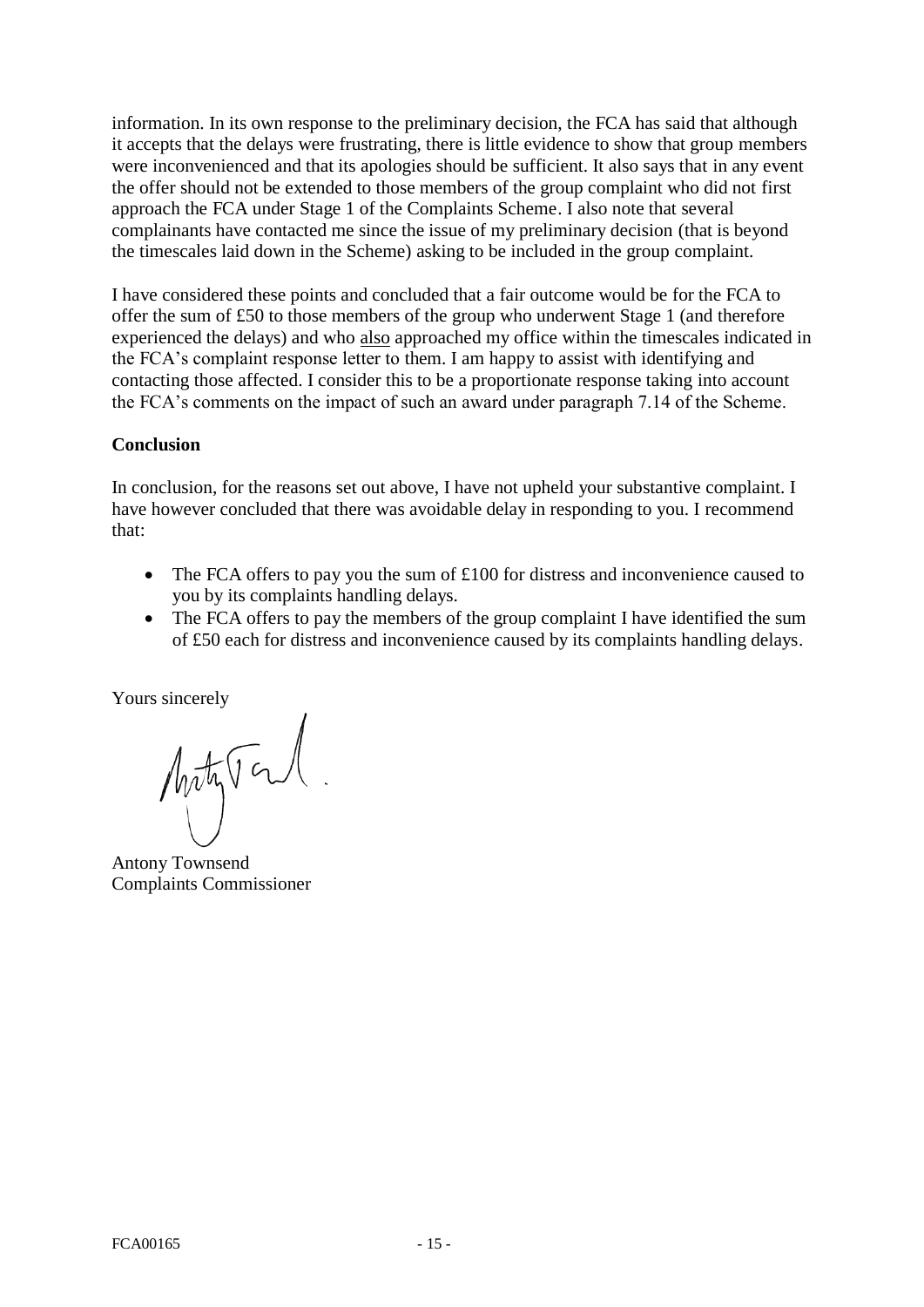information. In its own response to the preliminary decision, the FCA has said that although it accepts that the delays were frustrating, there is little evidence to show that group members were inconvenienced and that its apologies should be sufficient. It also says that in any event the offer should not be extended to those members of the group complaint who did not first approach the FCA under Stage 1 of the Complaints Scheme. I also note that several complainants have contacted me since the issue of my preliminary decision (that is beyond the timescales laid down in the Scheme) asking to be included in the group complaint.

I have considered these points and concluded that a fair outcome would be for the FCA to offer the sum of £50 to those members of the group who underwent Stage 1 (and therefore experienced the delays) and who <u>also</u> approached my office within the timescales indicated in the FCA's complaint response letter to them. I am happy to assist with identifying and contacting those affected. I consider this to be a proportionate response taking into account the FCA's comments on the impact of such an award under paragraph 7.14 of the Scheme.

**Conclusion**

In conclusion, for the reasons set out above, I have not upheld your substantive complaint. I have however concluded that there was avoidable delay in responding to you. I recommend that:

- The FCA offers to pay you the sum of £100 for distress and inconvenience caused to you by its complaints handling delays.
- The FCA offers to pay the members of the group complaint I have identified the sum of £50 each for distress and inconvenience caused by its complaints handling delays.

Yours sincerely

Antony Townsend
Complaints Commissioner

FCA00165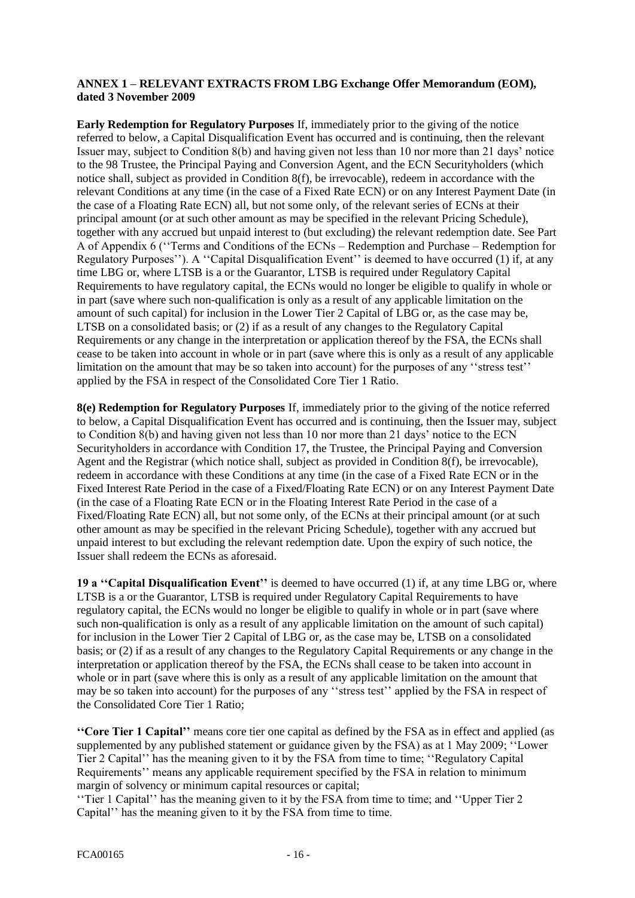**ANNEX 1 – RELEVANT EXTRACTS FROM LBG Exchange Offer Memorandum (EOM), dated 3 November 2009**

**Early Redemption for Regulatory Purposes** If, immediately prior to the giving of the notice referred to below, a Capital Disqualification Event has occurred and is continuing, then the relevant Issuer may, subject to Condition 8(b) and having given not less than 10 nor more than 21 days' notice to the 98 Trustee, the Principal Paying and Conversion Agent, and the ECN Securityholders (which notice shall, subject as provided in Condition 8(f), be irrevocable), redeem in accordance with the relevant Conditions at any time (in the case of a Fixed Rate ECN) or on any Interest Payment Date (in the case of a Floating Rate ECN) all, but not some only, of the relevant series of ECNs at their principal amount (or at such other amount as may be specified in the relevant Pricing Schedule), together with any accrued but unpaid interest to (but excluding) the relevant redemption date. See Part A of Appendix 6 (''Terms and Conditions of the ECNs – Redemption and Purchase – Redemption for Regulatory Purposes''). A ''Capital Disqualification Event'' is deemed to have occurred (1) if, at any time LBG or, where LTSB is a or the Guarantor, LTSB is required under Regulatory Capital Requirements to have regulatory capital, the ECNs would no longer be eligible to qualify in whole or in part (save where such non-qualification is only as a result of any applicable limitation on the amount of such capital) for inclusion in the Lower Tier 2 Capital of LBG or, as the case may be, LTSB on a consolidated basis; or (2) if as a result of any changes to the Regulatory Capital Requirements or any change in the interpretation or application thereof by the FSA, the ECNs shall cease to be taken into account in whole or in part (save where this is only as a result of any applicable limitation on the amount that may be so taken into account) for the purposes of any ''stress test'' applied by the FSA in respect of the Consolidated Core Tier 1 Ratio.

**8(e) Redemption for Regulatory Purposes** If, immediately prior to the giving of the notice referred to below, a Capital Disqualification Event has occurred and is continuing, then the Issuer may, subject to Condition 8(b) and having given not less than 10 nor more than 21 days' notice to the ECN Securityholders in accordance with Condition 17, the Trustee, the Principal Paying and Conversion Agent and the Registrar (which notice shall, subject as provided in Condition 8(f), be irrevocable), redeem in accordance with these Conditions at any time (in the case of a Fixed Rate ECN or in the Fixed Interest Rate Period in the case of a Fixed/Floating Rate ECN) or on any Interest Payment Date (in the case of a Floating Rate ECN or in the Floating Interest Rate Period in the case of a Fixed/Floating Rate ECN) all, but not some only, of the ECNs at their principal amount (or at such other amount as may be specified in the relevant Pricing Schedule), together with any accrued but unpaid interest to but excluding the relevant redemption date. Upon the expiry of such notice, the Issuer shall redeem the ECNs as aforesaid.

**19 a ''Capital Disqualification Event''** is deemed to have occurred (1) if, at any time LBG or, where LTSB is a or the Guarantor, LTSB is required under Regulatory Capital Requirements to have regulatory capital, the ECNs would no longer be eligible to qualify in whole or in part (save where such non-qualification is only as a result of any applicable limitation on the amount of such capital) for inclusion in the Lower Tier 2 Capital of LBG or, as the case may be, LTSB on a consolidated basis; or (2) if as a result of any changes to the Regulatory Capital Requirements or any change in the interpretation or application thereof by the FSA, the ECNs shall cease to be taken into account in whole or in part (save where this is only as a result of any applicable limitation on the amount that may be so taken into account) for the purposes of any ''stress test'' applied by the FSA in respect of the Consolidated Core Tier 1 Ratio;

**''Core Tier 1 Capital''** means core tier one capital as defined by the FSA as in effect and applied (as supplemented by any published statement or guidance given by the FSA) as at 1 May 2009; ''Lower Tier 2 Capital'' has the meaning given to it by the FSA from time to time; ''Regulatory Capital Requirements'' means any applicable requirement specified by the FSA in relation to minimum margin of solvency or minimum capital resources or capital;

''Tier 1 Capital'' has the meaning given to it by the FSA from time to time; and ''Upper Tier 2 Capital'' has the meaning given to it by the FSA from time to time.

FCA00165